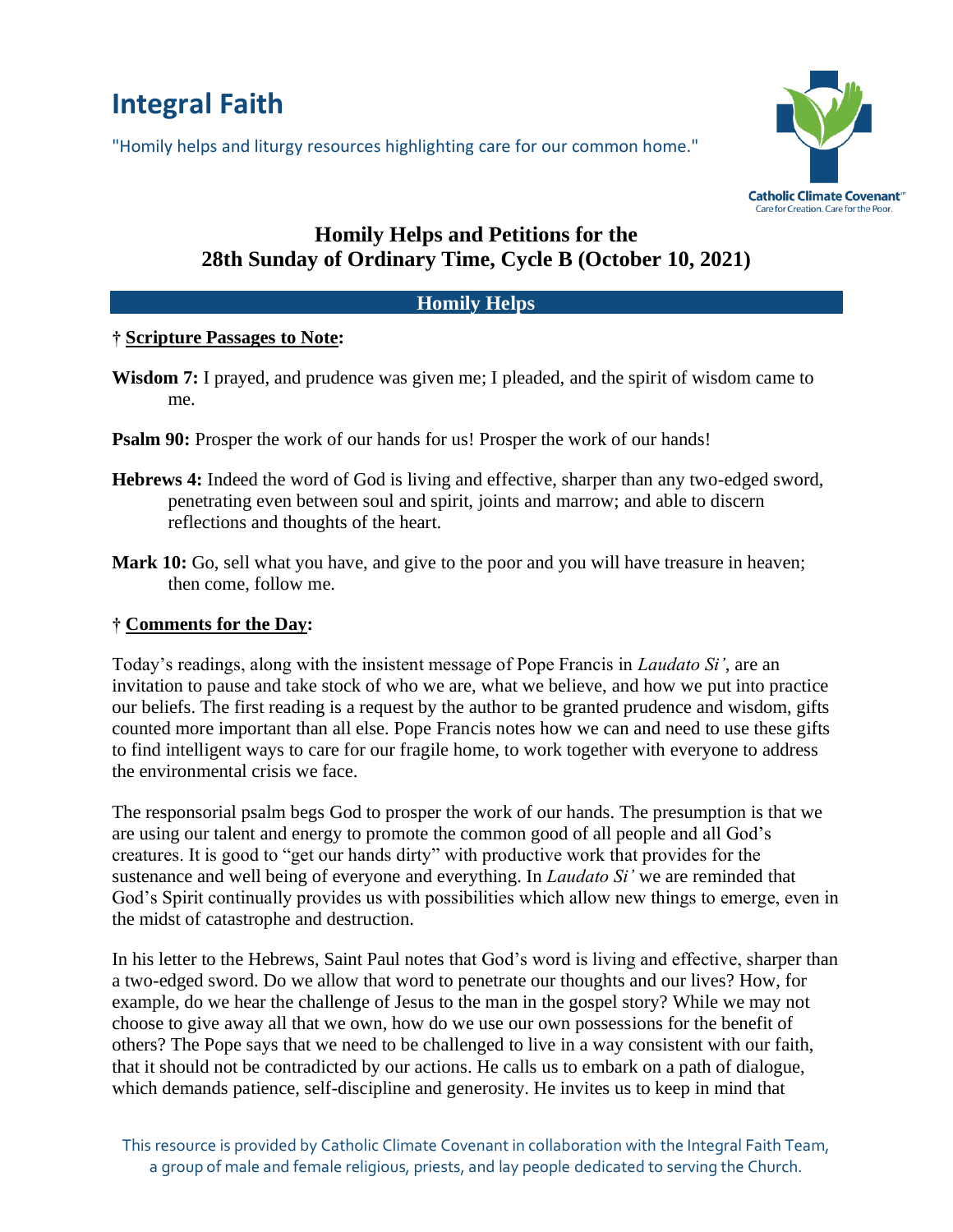# Integral Faith

"Homily helps and liturgy resources highlighting care for our common home."

Catholic Climate Covenant
Care for Creation. Care for the Poor.

## Homily Helps and Petitions for the 28th Sunday of Ordinary Time, Cycle B (October 10, 2021)

### Homily Helps

**† Scripture Passages to Note:**

**Wisdom 7:** I prayed, and prudence was given me; I pleaded, and the spirit of wisdom came to me.

**Psalm 90:** Prosper the work of our hands for us! Prosper the work of our hands!

**Hebrews 4:** Indeed the word of God is living and effective, sharper than any two-edged sword, penetrating even between soul and spirit, joints and marrow; and able to discern reflections and thoughts of the heart.

**Mark 10:** Go, sell what you have, and give to the poor and you will have treasure in heaven; then come, follow me.

**† Comments for the Day:**

Today's readings, along with the insistent message of Pope Francis in *Laudato Si'*, are an invitation to pause and take stock of who we are, what we believe, and how we put into practice our beliefs. The first reading is a request by the author to be granted prudence and wisdom, gifts counted more important than all else. Pope Francis notes how we can and need to use these gifts to find intelligent ways to care for our fragile home, to work together with everyone to address the environmental crisis we face.

The responsorial psalm begs God to prosper the work of our hands. The presumption is that we are using our talent and energy to promote the common good of all people and all God's creatures. It is good to "get our hands dirty" with productive work that provides for the sustenance and well being of everyone and everything. In *Laudato Si'* we are reminded that God's Spirit continually provides us with possibilities which allow new things to emerge, even in the midst of catastrophe and destruction.

In his letter to the Hebrews, Saint Paul notes that God's word is living and effective, sharper than a two-edged sword. Do we allow that word to penetrate our thoughts and our lives? How, for example, do we hear the challenge of Jesus to the man in the gospel story? While we may not choose to give away all that we own, how do we use our own possessions for the benefit of others? The Pope says that we need to be challenged to live in a way consistent with our faith, that it should not be contradicted by our actions. He calls us to embark on a path of dialogue, which demands patience, self-discipline and generosity. He invites us to keep in mind that

This resource is provided by Catholic Climate Covenant in collaboration with the Integral Faith Team, a group of male and female religious, priests, and lay people dedicated to serving the Church.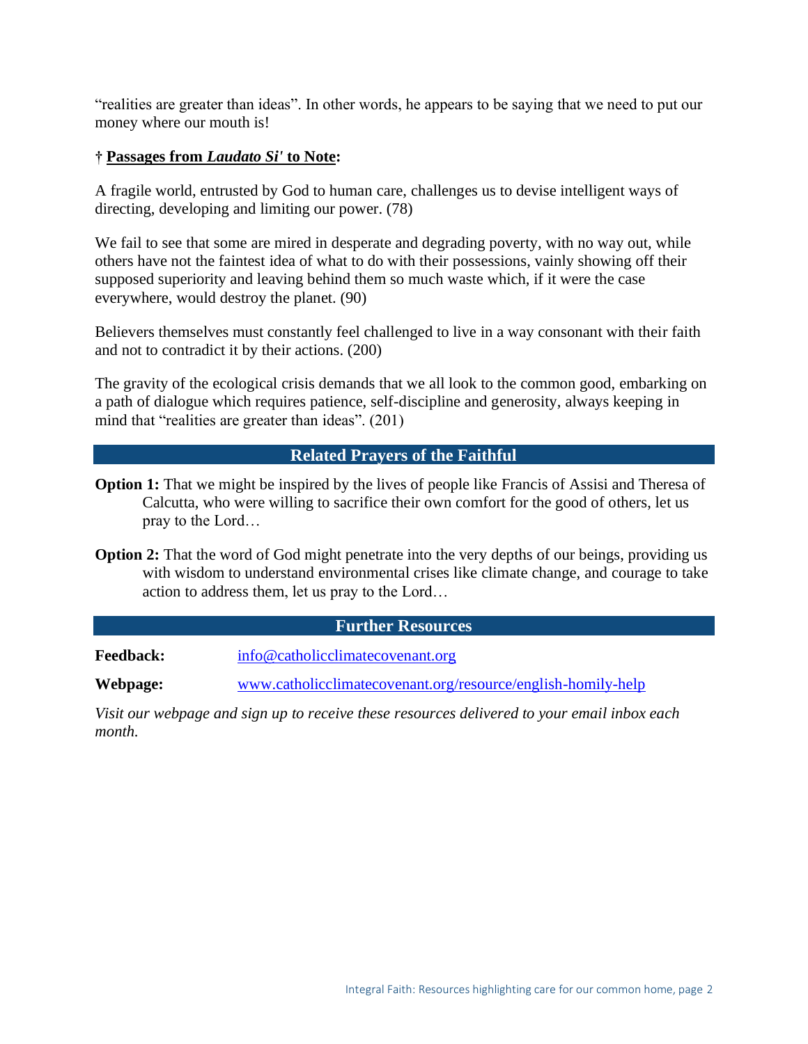"realities are greater than ideas". In other words, he appears to be saying that we need to put our money where our mouth is!

**† Passages from *Laudato Si'* to Note:**

A fragile world, entrusted by God to human care, challenges us to devise intelligent ways of directing, developing and limiting our power. (78)

We fail to see that some are mired in desperate and degrading poverty, with no way out, while others have not the faintest idea of what to do with their possessions, vainly showing off their supposed superiority and leaving behind them so much waste which, if it were the case everywhere, would destroy the planet. (90)

Believers themselves must constantly feel challenged to live in a way consonant with their faith and not to contradict it by their actions. (200)

The gravity of the ecological crisis demands that we all look to the common good, embarking on a path of dialogue which requires patience, self-discipline and generosity, always keeping in mind that "realities are greater than ideas". (201)

## Related Prayers of the Faithful

**Option 1:** That we might be inspired by the lives of people like Francis of Assisi and Theresa of Calcutta, who were willing to sacrifice their own comfort for the good of others, let us pray to the Lord…

**Option 2:** That the word of God might penetrate into the very depths of our beings, providing us with wisdom to understand environmental crises like climate change, and courage to take action to address them, let us pray to the Lord…

## Further Resources

**Feedback:** info@catholicclimatecovenant.org

**Webpage:** www.catholicclimatecovenant.org/resource/english-homily-help

*Visit our webpage and sign up to receive these resources delivered to your email inbox each month.*